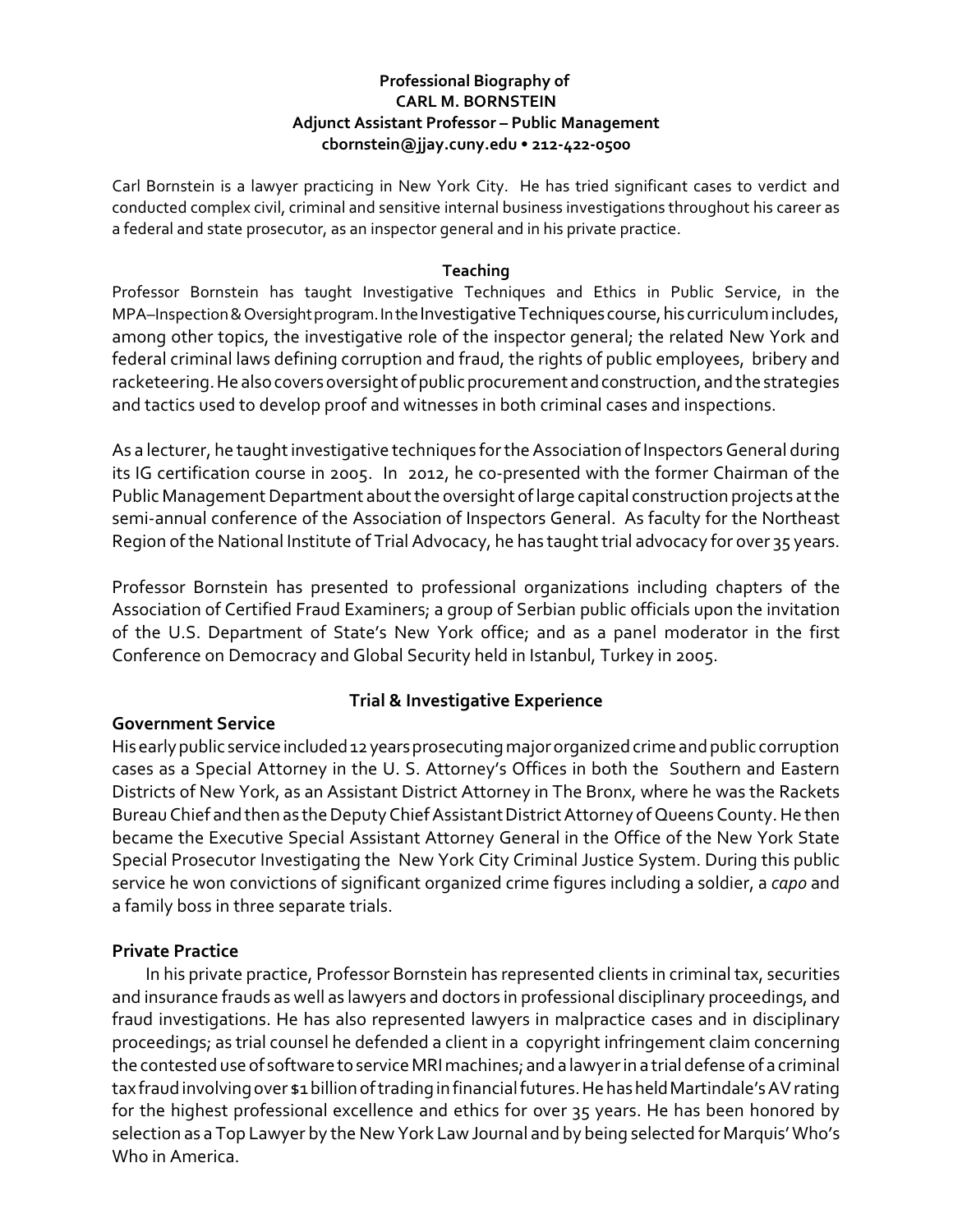**Professional Biography of**
**CARL M. BORNSTEIN**
**Adjunct Assistant Professor – Public Management**
**cbornstein@jjay.cuny.edu • 212-422-0500**

Carl Bornstein is a lawyer practicing in New York City. He has tried significant cases to verdict and conducted complex civil, criminal and sensitive internal business investigations throughout his career as a federal and state prosecutor, as an inspector general and in his private practice.

## Teaching

Professor Bornstein has taught Investigative Techniques and Ethics in Public Service, in the MPA–Inspection & Oversight program. In the Investigative Techniques course, his curriculum includes, among other topics, the investigative role of the inspector general; the related New York and federal criminal laws defining corruption and fraud, the rights of public employees, bribery and racketeering. He also covers oversight of public procurement and construction, and the strategies and tactics used to develop proof and witnesses in both criminal cases and inspections.

As a lecturer, he taught investigative techniques for the Association of Inspectors General during its IG certification course in 2005. In 2012, he co-presented with the former Chairman of the Public Management Department about the oversight of large capital construction projects at the semi-annual conference of the Association of Inspectors General. As faculty for the Northeast Region of the National Institute of Trial Advocacy, he has taught trial advocacy for over 35 years.

Professor Bornstein has presented to professional organizations including chapters of the Association of Certified Fraud Examiners; a group of Serbian public officials upon the invitation of the U.S. Department of State's New York office; and as a panel moderator in the first Conference on Democracy and Global Security held in Istanbul, Turkey in 2005.

## Trial & Investigative Experience

### Government Service

His early public service included 12 years prosecuting major organized crime and public corruption cases as a Special Attorney in the U. S. Attorney's Offices in both the Southern and Eastern Districts of New York, as an Assistant District Attorney in The Bronx, where he was the Rackets Bureau Chief and then as the Deputy Chief Assistant District Attorney of Queens County. He then became the Executive Special Assistant Attorney General in the Office of the New York State Special Prosecutor Investigating the New York City Criminal Justice System. During this public service he won convictions of significant organized crime figures including a soldier, a *capo* and a family boss in three separate trials.

### Private Practice

In his private practice, Professor Bornstein has represented clients in criminal tax, securities and insurance frauds as well as lawyers and doctors in professional disciplinary proceedings, and fraud investigations. He has also represented lawyers in malpractice cases and in disciplinary proceedings; as trial counsel he defended a client in a copyright infringement claim concerning the contested use of software to service MRI machines; and a lawyer in a trial defense of a criminal tax fraud involving over $1 billion of trading in financial futures. He has held Martindale's AV rating for the highest professional excellence and ethics for over 35 years. He has been honored by selection as a Top Lawyer by the New York Law Journal and by being selected for Marquis' Who's Who in America.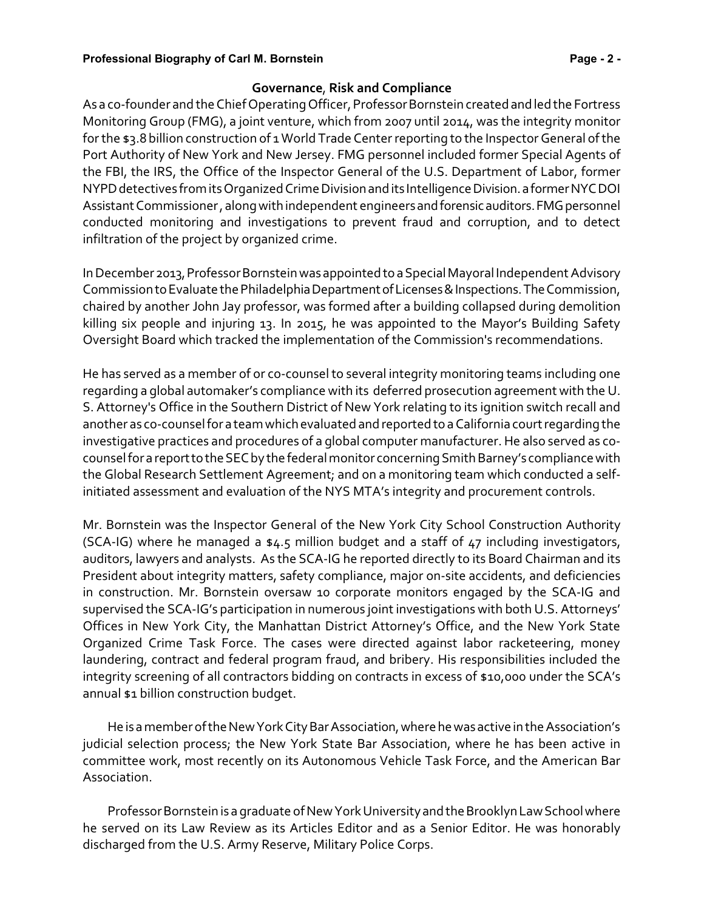## Governance, Risk and Compliance

As a co-founder and the Chief Operating Officer, Professor Bornstein created and led the Fortress Monitoring Group (FMG), a joint venture, which from 2007 until 2014, was the integrity monitor for the $3.8 billion construction of 1 World Trade Center reporting to the Inspector General of the Port Authority of New York and New Jersey. FMG personnel included former Special Agents of the FBI, the IRS, the Office of the Inspector General of the U.S. Department of Labor, former NYPD detectives from its Organized Crime Division and its Intelligence Division. a former NYC DOI Assistant Commissioner , along with independent engineers and forensic auditors. FMG personnel conducted monitoring and investigations to prevent fraud and corruption, and to detect infiltration of the project by organized crime.

In December 2013, Professor Bornstein was appointed to a Special Mayoral Independent Advisory Commission to Evaluate the Philadelphia Department of Licenses & Inspections. The Commission, chaired by another John Jay professor, was formed after a building collapsed during demolition killing six people and injuring 13. In 2015, he was appointed to the Mayor's Building Safety Oversight Board which tracked the implementation of the Commission's recommendations.

He has served as a member of or co-counsel to several integrity monitoring teams including one regarding a global automaker's compliance with its deferred prosecution agreement with the U. S. Attorney's Office in the Southern District of New York relating to its ignition switch recall and another as co-counsel for a team which evaluated and reported to a California court regarding the investigative practices and procedures of a global computer manufacturer. He also served as co-counsel for a report to the SEC by the federal monitor concerning Smith Barney's compliance with the Global Research Settlement Agreement; and on a monitoring team which conducted a self-initiated assessment and evaluation of the NYS MTA's integrity and procurement controls.

Mr. Bornstein was the Inspector General of the New York City School Construction Authority (SCA-IG) where he managed a $4.5 million budget and a staff of 47 including investigators, auditors, lawyers and analysts. As the SCA-IG he reported directly to its Board Chairman and its President about integrity matters, safety compliance, major on-site accidents, and deficiencies in construction. Mr. Bornstein oversaw 10 corporate monitors engaged by the SCA-IG and supervised the SCA-IG's participation in numerous joint investigations with both U.S. Attorneys' Offices in New York City, the Manhattan District Attorney's Office, and the New York State Organized Crime Task Force. The cases were directed against labor racketeering, money laundering, contract and federal program fraud, and bribery. His responsibilities included the integrity screening of all contractors bidding on contracts in excess of $10,000 under the SCA's annual $1 billion construction budget.

He is a member of the New York City Bar Association, where he was active in the Association's judicial selection process; the New York State Bar Association, where he has been active in committee work, most recently on its Autonomous Vehicle Task Force, and the American Bar Association.

Professor Bornstein is a graduate of New York University and the Brooklyn Law School where he served on its Law Review as its Articles Editor and as a Senior Editor. He was honorably discharged from the U.S. Army Reserve, Military Police Corps.